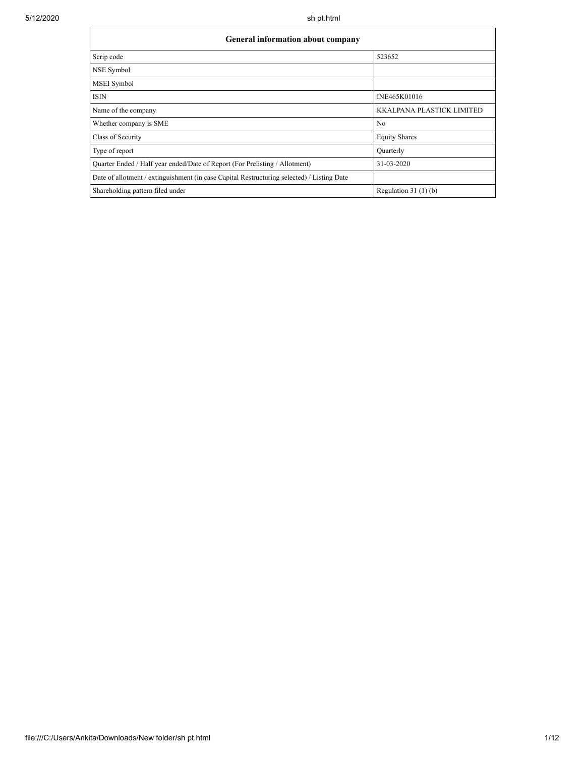| General information about company | |
|---|---|
| Scrip code | 523652 |
| NSE Symbol | |
| MSEI Symbol | |
| ISIN | INE465K01016 |
| Name of the company | KKALPANA PLASTICK LIMITED |
| Whether company is SME | No |
| Class of Security | Equity Shares |
| Type of report | Quarterly |
| Quarter Ended / Half year ended/Date of Report (For Prelisting / Allotment) | 31-03-2020 |
| Date of allotment / extinguishment (in case Capital Restructuring selected) / Listing Date | |
| Shareholding pattern filed under | Regulation 31 (1) (b) |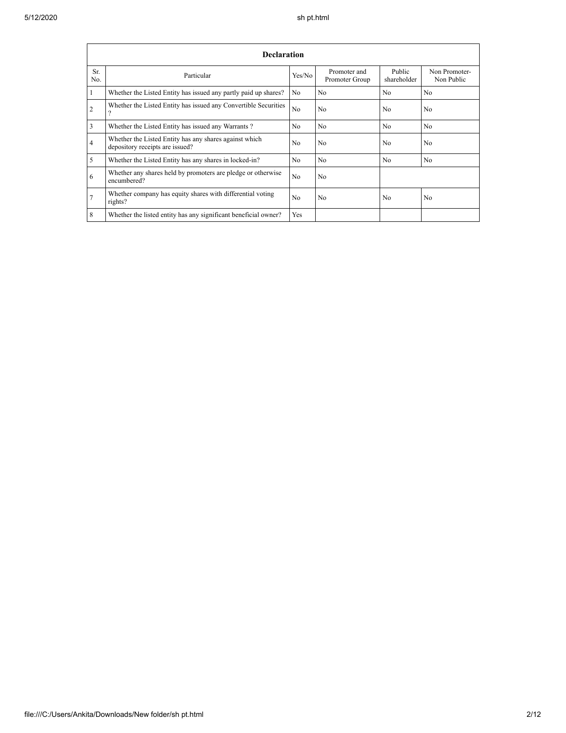| Declaration | | | | | |
|---|---|---|---|---|---|
| Sr. No. | Particular | Yes/No | Promoter and Promoter Group | Public shareholder | Non Promoter- Non Public |
| 1 | Whether the Listed Entity has issued any partly paid up shares? | No | No | No | No |
| 2 | Whether the Listed Entity has issued any Convertible Securities ? | No | No | No | No |
| 3 | Whether the Listed Entity has issued any Warrants ? | No | No | No | No |
| 4 | Whether the Listed Entity has any shares against which depository receipts are issued? | No | No | No | No |
| 5 | Whether the Listed Entity has any shares in locked-in? | No | No | No | No |
| 6 | Whether any shares held by promoters are pledge or otherwise encumbered? | No | No | | |
| 7 | Whether company has equity shares with differential voting rights? | No | No | No | No |
| 8 | Whether the listed entity has any significant beneficial owner? | Yes | | | |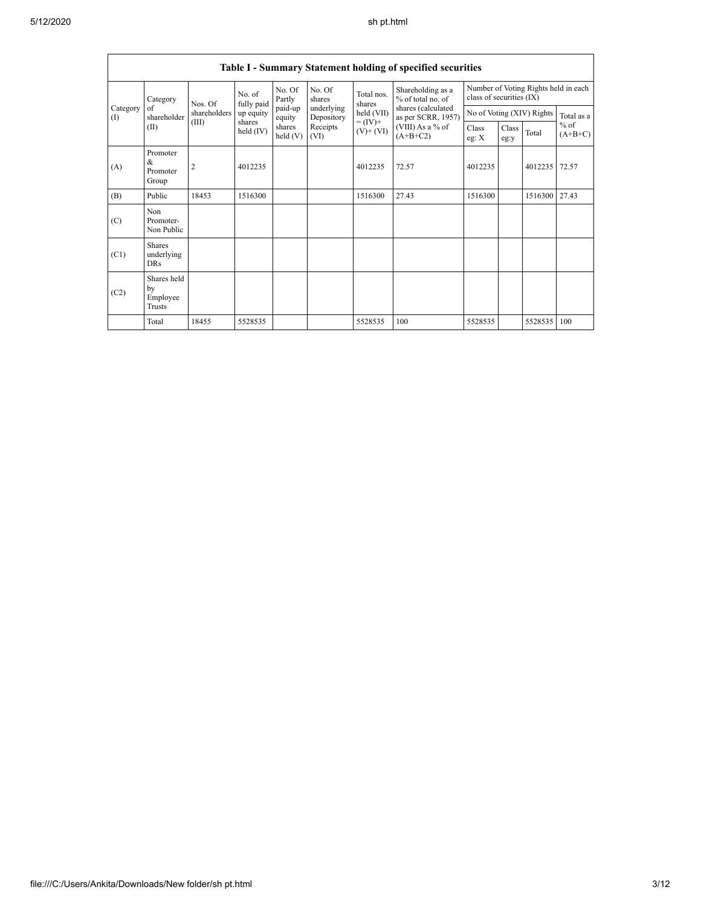| Table I - Summary Statement holding of specified securities | | | | | | | | | | | | |
|---|---|---|---|---|---|---|---|---|---|---|---|---|
| Category (I) | Category of shareholder (II) | Nos. Of shareholders (III) | No. of fully paid up equity shares held (IV) | No. Of Partly paid-up equity shares held (V) | No. Of shares underlying Depository Receipts (VI) | Total nos. shares held (VII) = (IV)+ (V)+ (VI) | Shareholding as a % of total no. of shares (calculated as per SCRR, 1957) (VIII) As a % of (A+B+C2) | Number of Voting Rights held in each class of securities (IX) | | | |
| | | | | | | | | No of Voting (XIV) Rights | | | Total as a % of (A+B+C) |
| | | | | | | | | Class eg: X | Class eg:y | Total | |
| (A) | Promoter & Promoter Group | 2 | 4012235 | | | 4012235 | 72.57 | 4012235 | | 4012235 | 72.57 |
| (B) | Public | 18453 | 1516300 | | | 1516300 | 27.43 | 1516300 | | 1516300 | 27.43 |
| (C) | Non Promoter- Non Public | | | | | | | | | | |
| (C1) | Shares underlying DRs | | | | | | | | | | |
| (C2) | Shares held by Employee Trusts | | | | | | | | | | |
| | Total | 18455 | 5528535 | | | 5528535 | 100 | 5528535 | | 5528535 | 100 |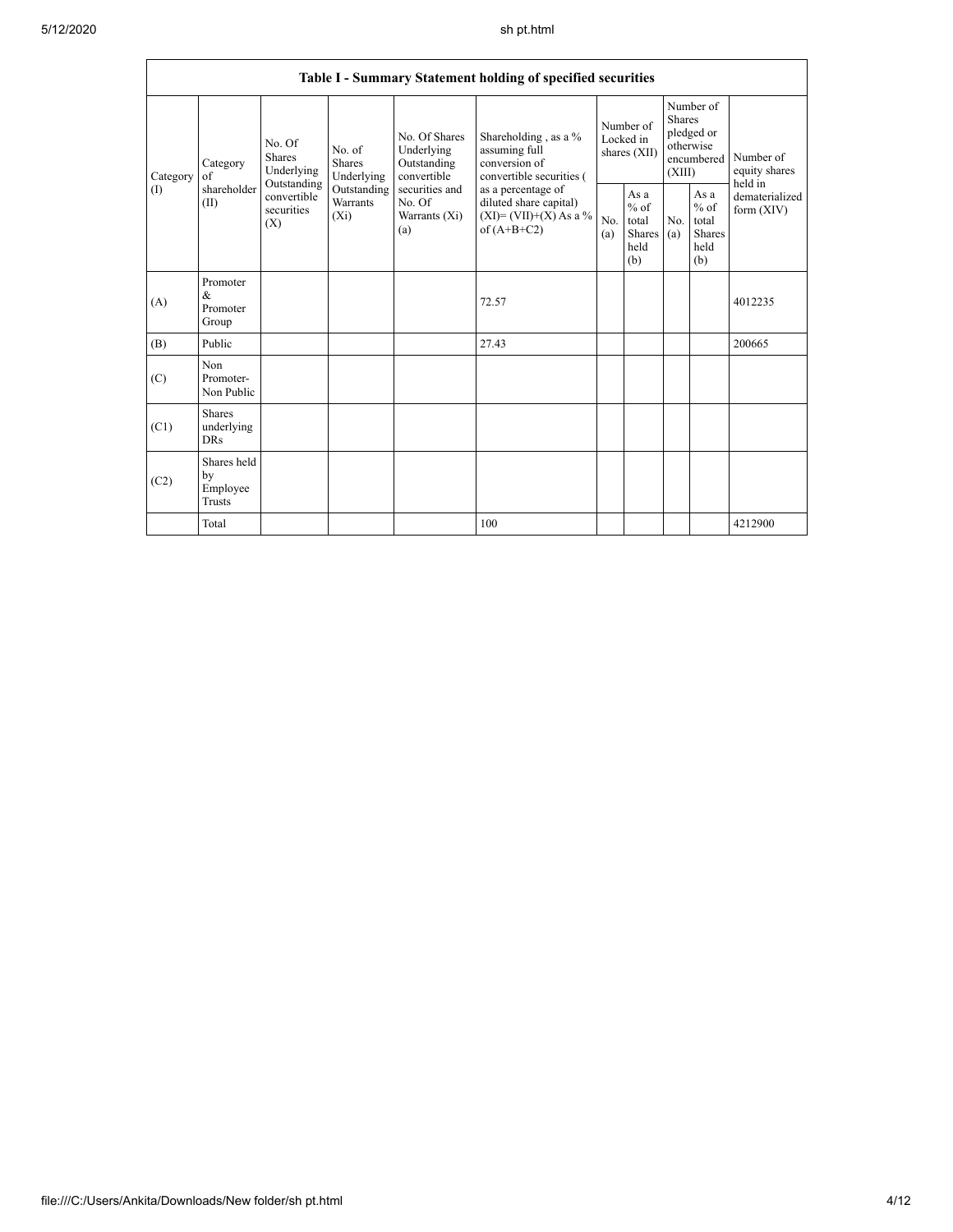## Table I - Summary Statement holding of specified securities

| Category (I) | Category of shareholder (II) | No. Of Shares Underlying Outstanding convertible securities (X) | No. of Shares Underlying Outstanding Warrants (Xi) | No. Of Shares Underlying Outstanding convertible securities and No. Of Warrants (Xi) (a) | Shareholding , as a % assuming full conversion of convertible securities ( as a percentage of diluted share capital) (XI)= (VII)+(X) As a % of (A+B+C2) | Number of Locked in shares (XII) | | Number of Shares pledged or otherwise encumbered (XIII) | | Number of equity shares held in dematerialized form (XIV) |
|---|---|---|---|---|---|---|---|---|---|---|
| | | | | | | No. (a) | As a % of total Shares held (b) | No. (a) | As a % of total Shares held (b) | |
| (A) | Promoter & Promoter Group | | | | 72.57 | | | | | 4012235 |
| (B) | Public | | | | 27.43 | | | | | 200665 |
| (C) | Non Promoter- Non Public | | | | | | | | | |
| (C1) | Shares underlying DRs | | | | | | | | | |
| (C2) | Shares held by Employee Trusts | | | | | | | | | |
| | Total | | | | 100 | | | | | 4212900 |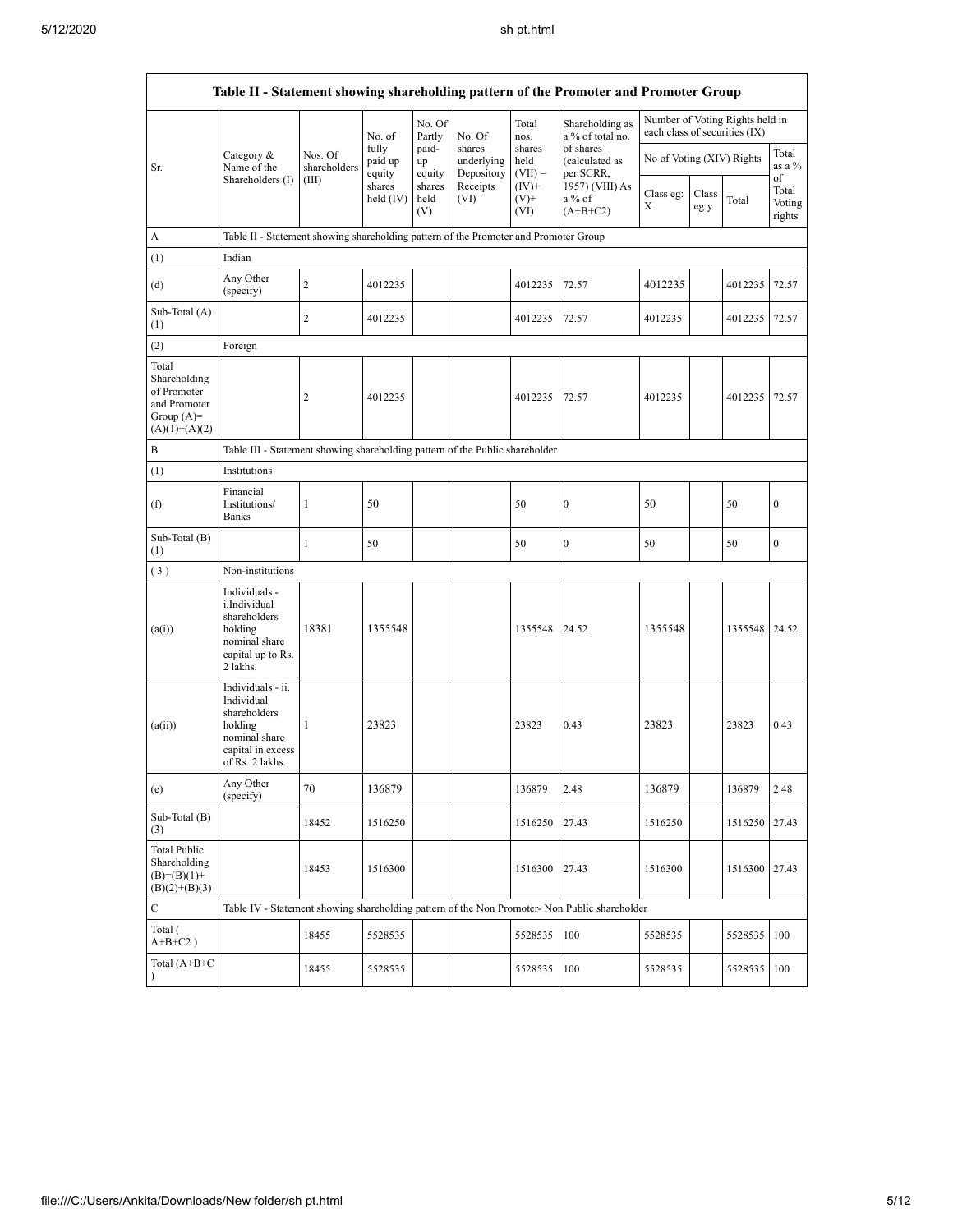| Table II - Statement showing shareholding pattern of the Promoter and Promoter Group | | | | | | | | | | | |
|---|---|---|---|---|---|---|---|---|---|---|---|
| Sr. | Category & Name of the Shareholders (I) | Nos. Of shareholders (III) | No. of fully paid up equity shares held (IV) | No. Of Partly paid-up equity shares held (V) | No. Of shares underlying Depository Receipts (VI) | Total nos. shares held (VII) = (IV)+ (V)+ (VI) | Shareholding as a % of total no. of shares (calculated as per SCRR, 1957) (VIII) As a % of (A+B+C2) | Number of Voting Rights held in each class of securities (IX) | | | |
| | | | | | | | | No of Voting (XIV) Rights | | | Total as a % of Total Voting rights |
| | | | | | | | | Class eg: X | Class eg:y | Total | |
| A | Table II - Statement showing shareholding pattern of the Promoter and Promoter Group | | | | | | | | | | |
| (1) | Indian | | | | | | | | | | |
| (d) | Any Other (specify) | 2 | 4012235 | | | 4012235 | 72.57 | 4012235 | | 4012235 | 72.57 |
| Sub-Total (A)(1) | | 2 | 4012235 | | | 4012235 | 72.57 | 4012235 | | 4012235 | 72.57 |
| (2) | Foreign | | | | | | | | | | |
| Total Shareholding of Promoter and Promoter Group (A)=(A)(1)+(A)(2) | | 2 | 4012235 | | | 4012235 | 72.57 | 4012235 | | 4012235 | 72.57 |
| B | Table III - Statement showing shareholding pattern of the Public shareholder | | | | | | | | | | |
| (1) | Institutions | | | | | | | | | | |
| (f) | Financial Institutions/ Banks | 1 | 50 | | | 50 | 0 | 50 | | 50 | 0 |
| Sub-Total (B)(1) | | 1 | 50 | | | 50 | 0 | 50 | | 50 | 0 |
| (3) | Non-institutions | | | | | | | | | | |
| (a(i)) | Individuals - i.Individual shareholders holding nominal share capital up to Rs. 2 lakhs. | 18381 | 1355548 | | | 1355548 | 24.52 | 1355548 | | 1355548 | 24.52 |
| (a(ii)) | Individuals - ii. Individual shareholders holding nominal share capital in excess of Rs. 2 lakhs. | 1 | 23823 | | | 23823 | 0.43 | 23823 | | 23823 | 0.43 |
| (e) | Any Other (specify) | 70 | 136879 | | | 136879 | 2.48 | 136879 | | 136879 | 2.48 |
| Sub-Total (B)(3) | | 18452 | 1516250 | | | 1516250 | 27.43 | 1516250 | | 1516250 | 27.43 |
| Total Public Shareholding (B)=(B)(1)+(B)(2)+(B)(3) | | 18453 | 1516300 | | | 1516300 | 27.43 | 1516300 | | 1516300 | 27.43 |
| C | Table IV - Statement showing shareholding pattern of the Non Promoter- Non Public shareholder | | | | | | | | | | |
| Total ( A+B+C2 ) | | 18455 | 5528535 | | | 5528535 | 100 | 5528535 | | 5528535 | 100 |
| Total (A+B+C ) | | 18455 | 5528535 | | | 5528535 | 100 | 5528535 | | 5528535 | 100 |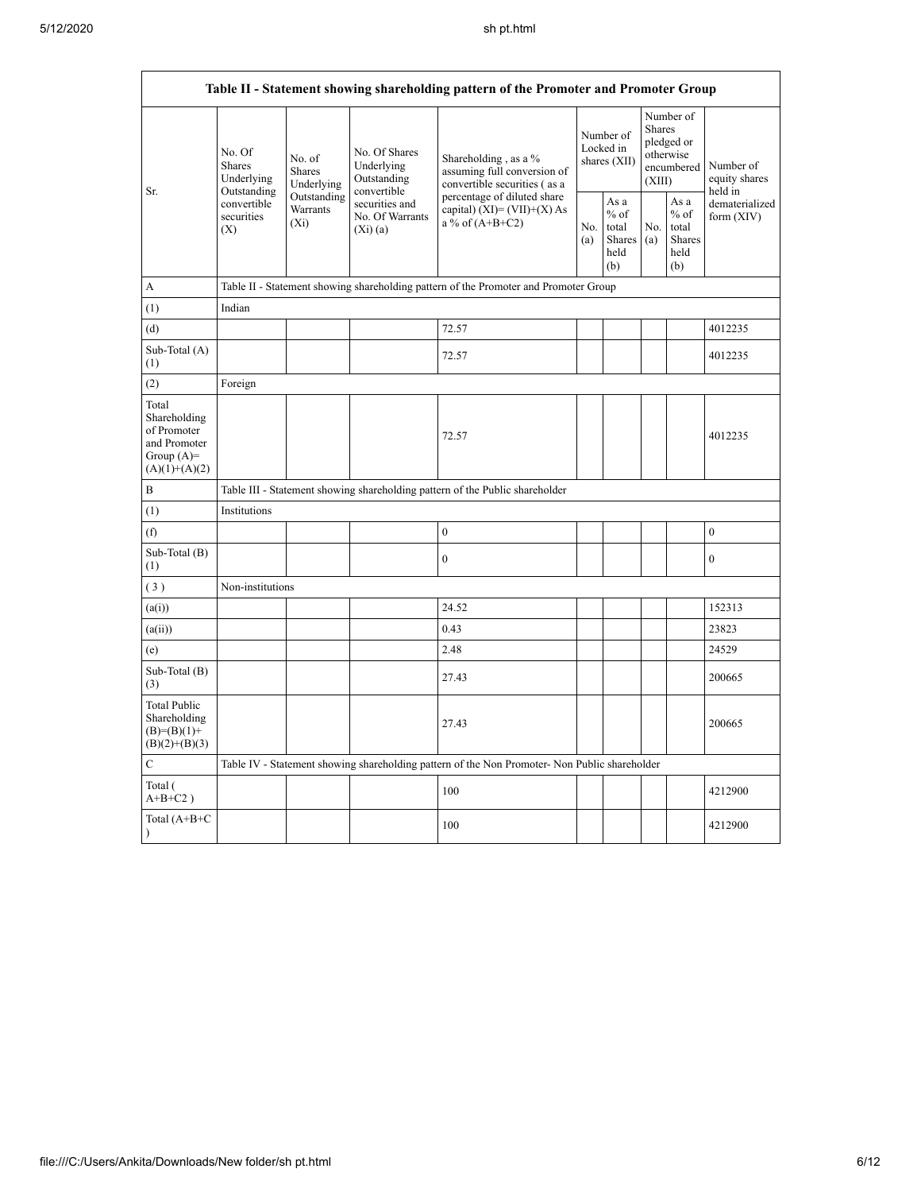| Table II - Statement showing shareholding pattern of the Promoter and Promoter Group | | | | | | | | | |
|---|---|---|---|---|---|---|---|---|---|
| Sr. | No. Of Shares Underlying Outstanding convertible securities (X) | No. of Shares Underlying Outstanding Warrants (Xi) | No. Of Shares Underlying Outstanding convertible securities and No. Of Warrants (Xi) (a) | Shareholding , as a % assuming full conversion of convertible securities ( as a percentage of diluted share capital) (XI)= (VII)+(X) As a % of (A+B+C2) | Number of Locked in shares (XII) | | Number of Shares pledged or otherwise encumbered (XIII) | | Number of equity shares held in dematerialized form (XIV) |
| | | | | | No. (a) | As a % of total Shares held (b) | No. (a) | As a % of total Shares held (b) | |
| A | Table II - Statement showing shareholding pattern of the Promoter and Promoter Group | | | | | | | | |
| (1) | Indian | | | | | | | | |
| (d) | | | | 72.57 | | | | | 4012235 |
| Sub-Total (A)(1) | | | | 72.57 | | | | | 4012235 |
| (2) | Foreign | | | | | | | | |
| Total Shareholding of Promoter and Promoter Group (A)=(A)(1)+(A)(2) | | | | 72.57 | | | | | 4012235 |
| B | Table III - Statement showing shareholding pattern of the Public shareholder | | | | | | | | |
| (1) | Institutions | | | | | | | | |
| (f) | | | | 0 | | | | | 0 |
| Sub-Total (B)(1) | | | | 0 | | | | | 0 |
| ( 3 ) | Non-institutions | | | | | | | | |
| (a(i)) | | | | 24.52 | | | | | 152313 |
| (a(ii)) | | | | 0.43 | | | | | 23823 |
| (e) | | | | 2.48 | | | | | 24529 |
| Sub-Total (B)(3) | | | | 27.43 | | | | | 200665 |
| Total Public Shareholding (B)=(B)(1)+(B)(2)+(B)(3) | | | | 27.43 | | | | | 200665 |
| C | Table IV - Statement showing shareholding pattern of the Non Promoter- Non Public shareholder | | | | | | | | |
| Total ( A+B+C2 ) | | | | 100 | | | | | 4212900 |
| Total (A+B+C ) | | | | 100 | | | | | 4212900 |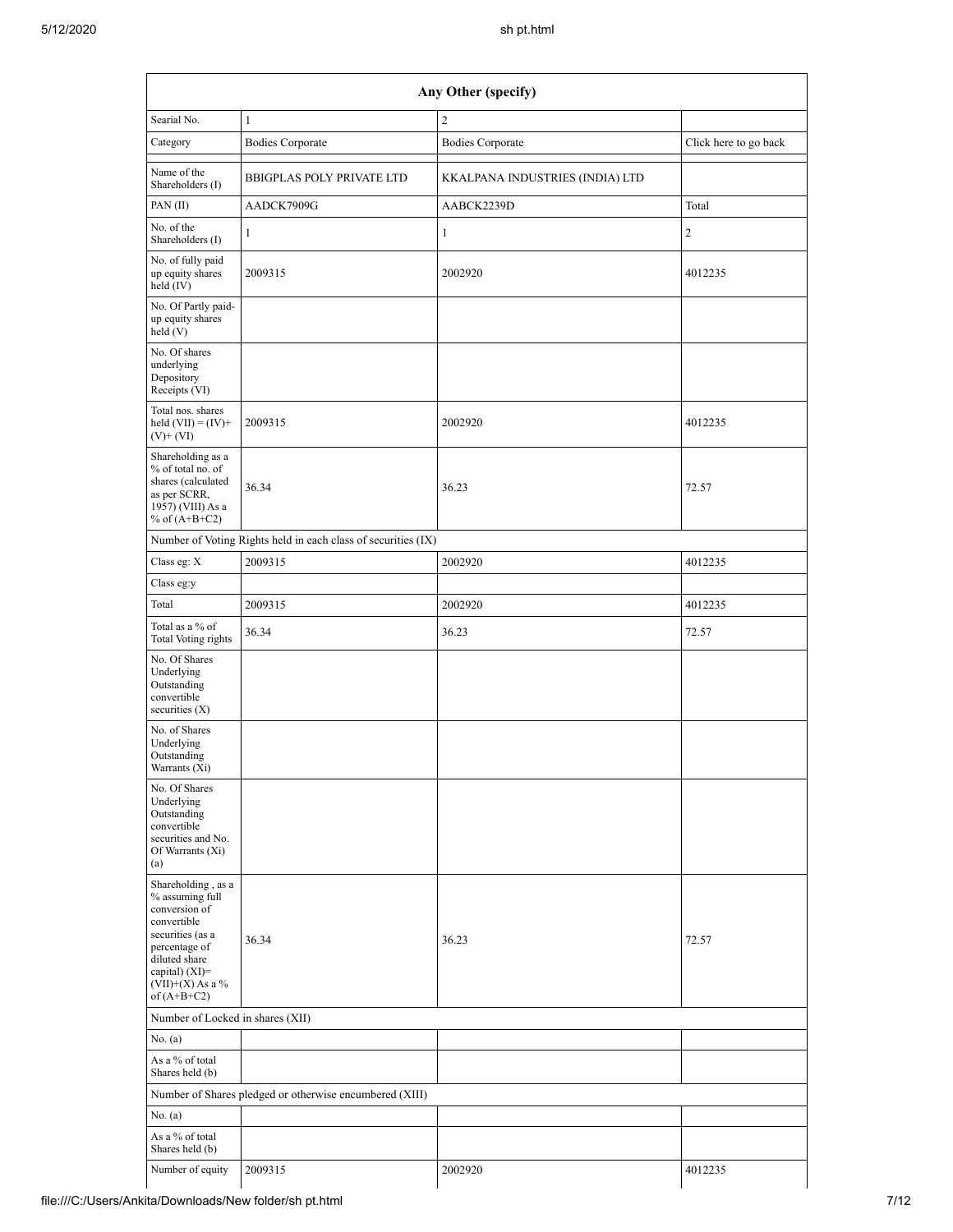| Any Other (specify) | | | |
|---|---|---|---|
| Searial No. | 1 | 2 | |
| Category | Bodies Corporate | Bodies Corporate | Click here to go back |
| Name of the Shareholders (I) | BBIGPLAS POLY PRIVATE LTD | KKALPANA INDUSTRIES (INDIA) LTD | |
| PAN (II) | AADCK7909G | AABCK2239D | Total |
| No. of the Shareholders (I) | 1 | 1 | 2 |
| No. of fully paid up equity shares held (IV) | 2009315 | 2002920 | 4012235 |
| No. Of Partly paid-up equity shares held (V) | | | |
| No. Of shares underlying Depository Receipts (VI) | | | |
| Total nos. shares held (VII) = (IV)+(V)+ (VI) | 2009315 | 2002920 | 4012235 |
| Shareholding as a % of total no. of shares (calculated as per SCRR, 1957) (VIII) As a % of (A+B+C2) | 36.34 | 36.23 | 72.57 |
| Number of Voting Rights held in each class of securities (IX) | | | |
| Class eg: X | 2009315 | 2002920 | 4012235 |
| Class eg:y | | | |
| Total | 2009315 | 2002920 | 4012235 |
| Total as a % of Total Voting rights | 36.34 | 36.23 | 72.57 |
| No. Of Shares Underlying Outstanding convertible securities (X) | | | |
| No. of Shares Underlying Outstanding Warrants (Xi) | | | |
| No. Of Shares Underlying Outstanding convertible securities and No. Of Warrants (Xi) (a) | | | |
| Shareholding , as a % assuming full conversion of convertible securities (as a percentage of diluted share capital) (XI)= (VII)+(X) As a % of (A+B+C2) | 36.34 | 36.23 | 72.57 |
| Number of Locked in shares (XII) | | | |
| No. (a) | | | |
| As a % of total Shares held (b) | | | |
| Number of Shares pledged or otherwise encumbered (XIII) | | | |
| No. (a) | | | |
| As a % of total Shares held (b) | | | |
| Number of equity | 2009315 | 2002920 | 4012235 |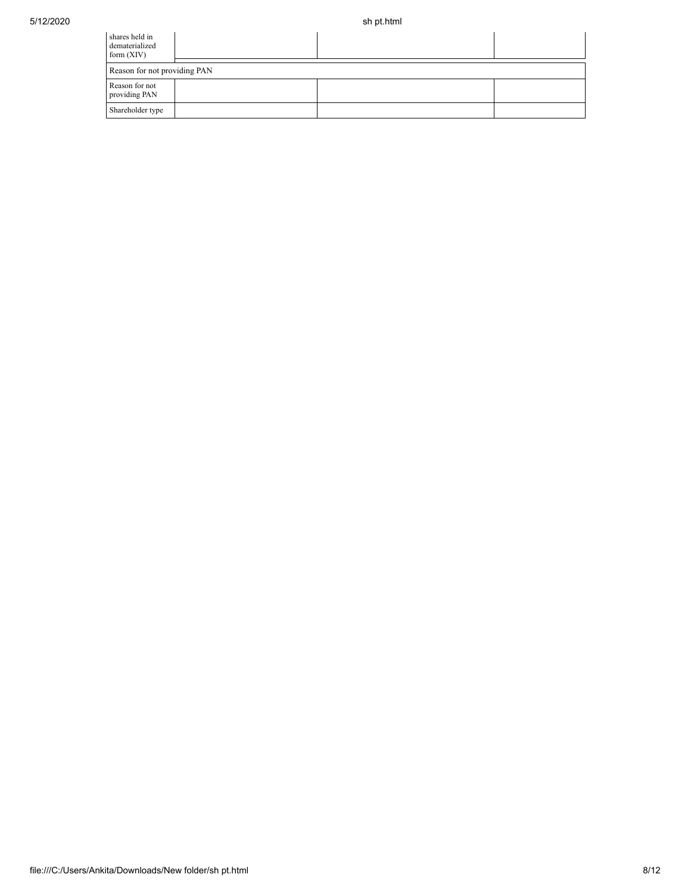| | | | |
|---|---|---|---|
| Number of equity shares held in dematerialized form (XIV) | | | |
| Reason for not providing PAN | | | |
| Reason for not providing PAN | | | |
| Shareholder type | | | |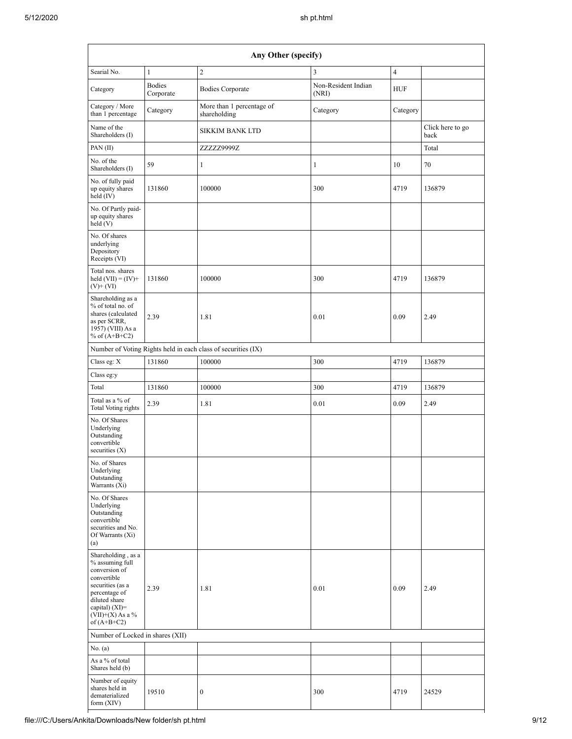| Any Other (specify) | | | | | |
|---|---|---|---|---|---|
| Searial No. | 1 | 2 | 3 | 4 | |
| Category | Bodies Corporate | Bodies Corporate | Non-Resident Indian (NRI) | HUF | |
| Category / More than 1 percentage | Category | More than 1 percentage of shareholding | Category | Category | |
| Name of the Shareholders (I) | | SIKKIM BANK LTD | | | Click here to go back |
| PAN (II) | | ZZZZZ9999Z | | | Total |
| No. of the Shareholders (I) | 59 | 1 | 1 | 10 | 70 |
| No. of fully paid up equity shares held (IV) | 131860 | 100000 | 300 | 4719 | 136879 |
| No. Of Partly paid-up equity shares held (V) | | | | | |
| No. Of shares underlying Depository Receipts (VI) | | | | | |
| Total nos. shares held (VII) = (IV)+(V)+ (VI) | 131860 | 100000 | 300 | 4719 | 136879 |
| Shareholding as a % of total no. of shares (calculated as per SCRR, 1957) (VIII) As a % of (A+B+C2) | 2.39 | 1.81 | 0.01 | 0.09 | 2.49 |
| Number of Voting Rights held in each class of securities (IX) | | | | | |
| Class eg: X | 131860 | 100000 | 300 | 4719 | 136879 |
| Class eg:y | | | | | |
| Total | 131860 | 100000 | 300 | 4719 | 136879 |
| Total as a % of Total Voting rights | 2.39 | 1.81 | 0.01 | 0.09 | 2.49 |
| No. Of Shares Underlying Outstanding convertible securities (X) | | | | | |
| No. of Shares Underlying Outstanding Warrants (Xi) | | | | | |
| No. Of Shares Underlying Outstanding convertible securities and No. Of Warrants (Xi) (a) | | | | | |
| Shareholding , as a % assuming full conversion of convertible securities (as a percentage of diluted share capital) (XI)= (VII)+(X) As a % of (A+B+C2) | 2.39 | 1.81 | 0.01 | 0.09 | 2.49 |
| Number of Locked in shares (XII) | | | | | |
| No. (a) | | | | | |
| As a % of total Shares held (b) | | | | | |
| Number of equity shares held in dematerialized form (XIV) | 19510 | 0 | 300 | 4719 | 24529 |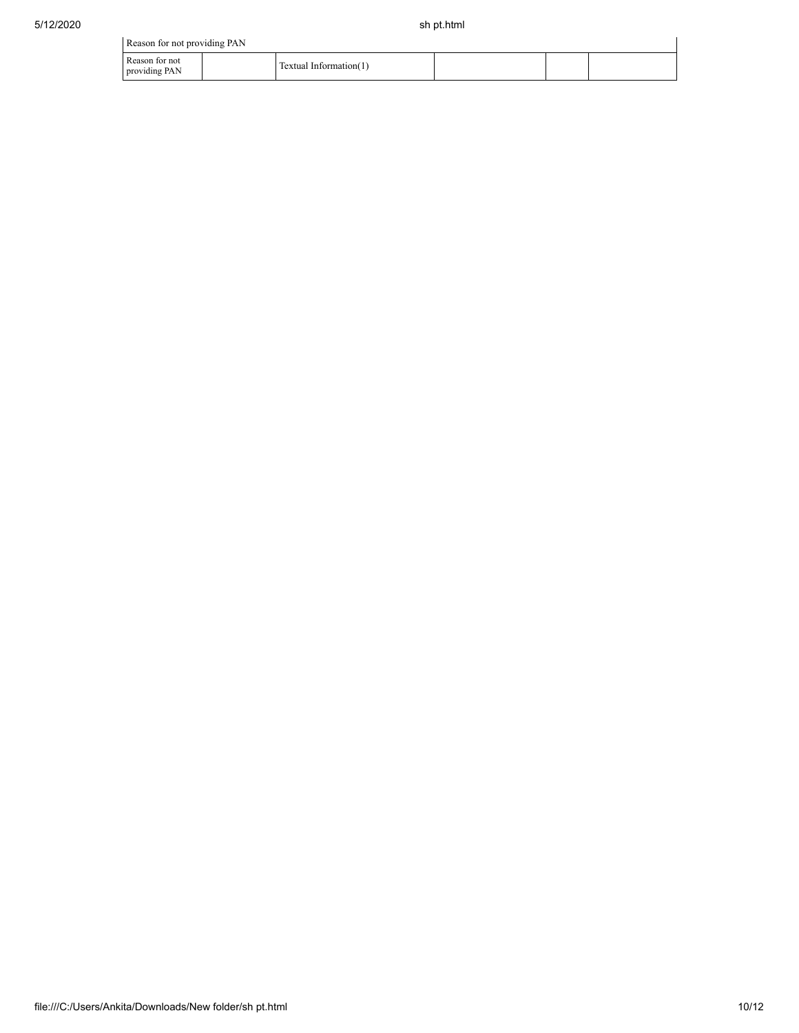| Reason for not providing PAN | | | | | |
|---|---|---|---|---|---|
| Reason for not providing PAN | | Textual Information(1) | | | |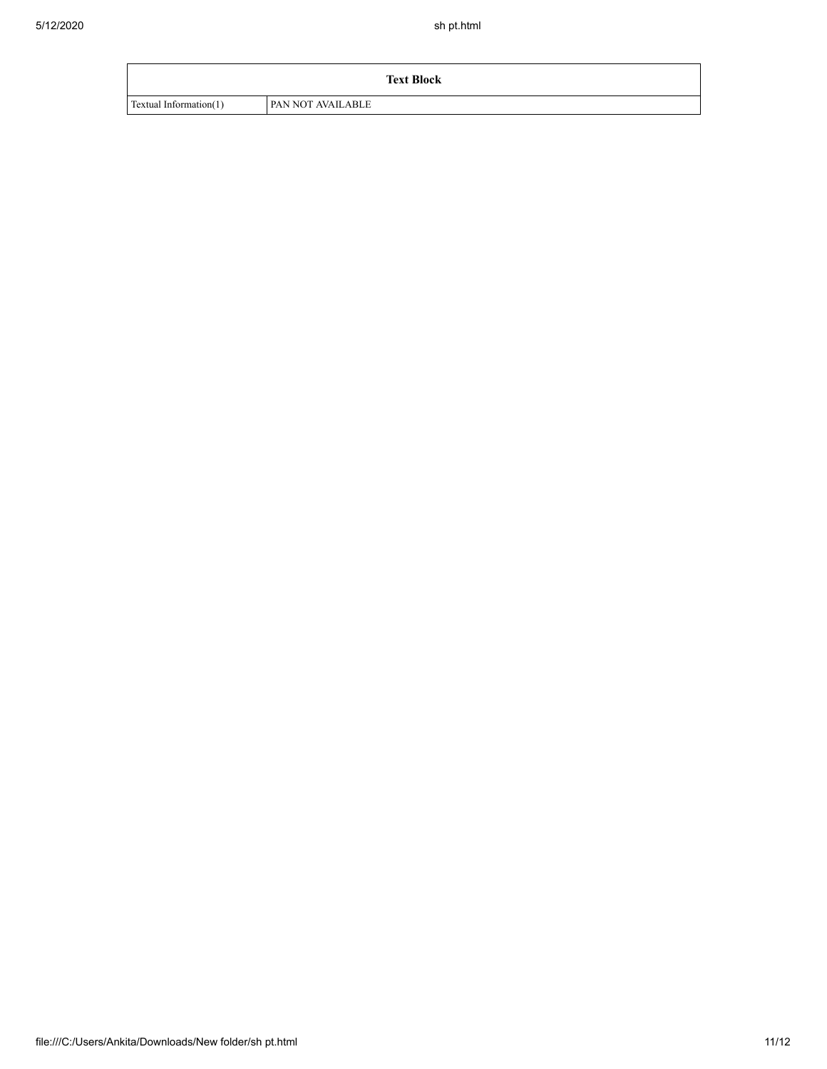| Text Block | |
| --- | --- |
| Textual Information(1) | PAN NOT AVAILABLE |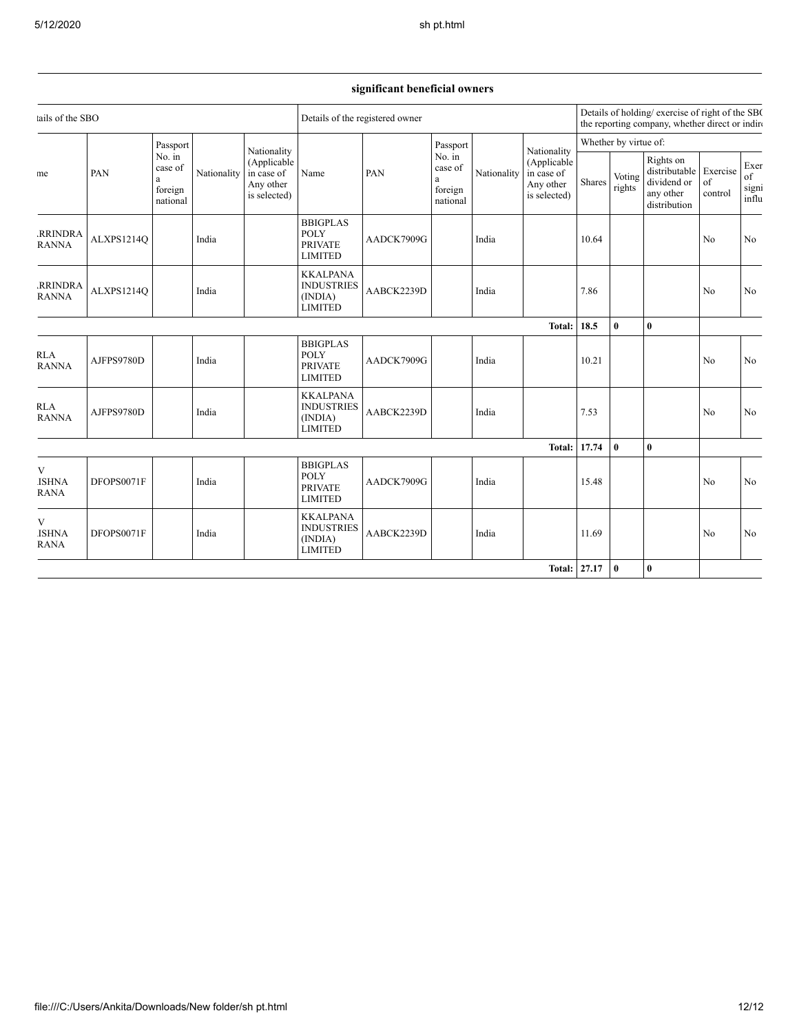## significant beneficial owners

| tails of the SBO | | | | | Details of the registered owner | | | | | Details of holding/ exercise of right of the SBO the reporting company, whether direct or indir | | | | |
|---|---|---|---|---|---|---|---|---|---|---|---|---|---|---|
| | | | | | | | | | | Whether by virtue of: | | | | |
| me | PAN | Passport No. in case of a foreign national | Nationality | Nationality (Applicable in case of Any other is selected) | Name | PAN | Passport No. in case of a foreign national | Nationality | Nationality (Applicable in case of Any other is selected) | Shares | Voting rights | Rights on distributable dividend or any other distribution | Exercise of control | Exer of signi influ |
| .RRINDRA RANNA | ALXPS1214Q | | India | | BBIGPLAS POLY PRIVATE LIMITED | AADCK7909G | | India | | 10.64 | | | No | No |
| .RRINDRA RANNA | ALXPS1214Q | | India | | KKALPANA INDUSTRIES (INDIA) LIMITED | AABCK2239D | | India | | 7.86 | | | No | No |
| | | | | | | | | | **Total:** | **18.5** | **0** | **0** | | |
| RLA RANNA | AJFPS9780D | | India | | BBIGPLAS POLY PRIVATE LIMITED | AADCK7909G | | India | | 10.21 | | | No | No |
| RLA RANNA | AJFPS9780D | | India | | KKALPANA INDUSTRIES (INDIA) LIMITED | AABCK2239D | | India | | 7.53 | | | No | No |
| | | | | | | | | | **Total:** | **17.74** | **0** | **0** | | |
| V .ISHNA RANA | DFOPS0071F | | India | | BBIGPLAS POLY PRIVATE LIMITED | AADCK7909G | | India | | 15.48 | | | No | No |
| V .ISHNA RANA | DFOPS0071F | | India | | KKALPANA INDUSTRIES (INDIA) LIMITED | AABCK2239D | | India | | 11.69 | | | No | No |
| | | | | | | | | | **Total:** | **27.17** | **0** | **0** | | |